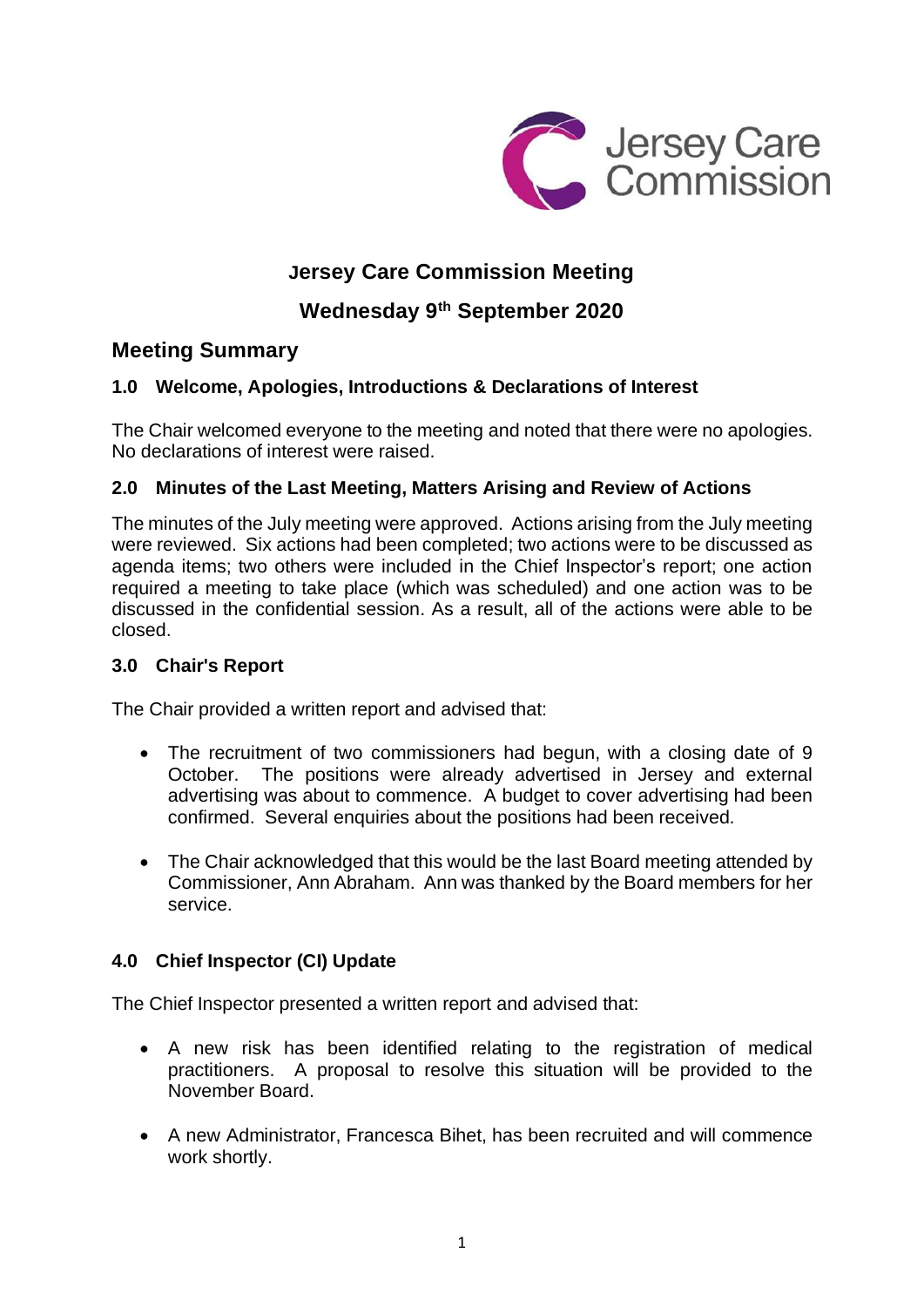# Jersey Care Commission Meeting

## Wednesday 9th September 2020

## Meeting Summary

### 1.0 Welcome, Apologies, Introductions & Declarations of Interest

The Chair welcomed everyone to the meeting and noted that there were no apologies. No declarations of interest were raised.

### 2.0 Minutes of the Last Meeting, Matters Arising and Review of Actions

The minutes of the July meeting were approved. Actions arising from the July meeting were reviewed. Six actions had been completed; two actions were to be discussed as agenda items; two others were included in the Chief Inspector's report; one action required a meeting to take place (which was scheduled) and one action was to be discussed in the confidential session. As a result, all of the actions were able to be closed.

### 3.0 Chair's Report

The Chair provided a written report and advised that:

- The recruitment of two commissioners had begun, with a closing date of 9 October. The positions were already advertised in Jersey and external advertising was about to commence. A budget to cover advertising had been confirmed. Several enquiries about the positions had been received.

- The Chair acknowledged that this would be the last Board meeting attended by Commissioner, Ann Abraham. Ann was thanked by the Board members for her service.

### 4.0 Chief Inspector (CI) Update

The Chief Inspector presented a written report and advised that:

- A new risk has been identified relating to the registration of medical practitioners. A proposal to resolve this situation will be provided to the November Board.

- A new Administrator, Francesca Bihet, has been recruited and will commence work shortly.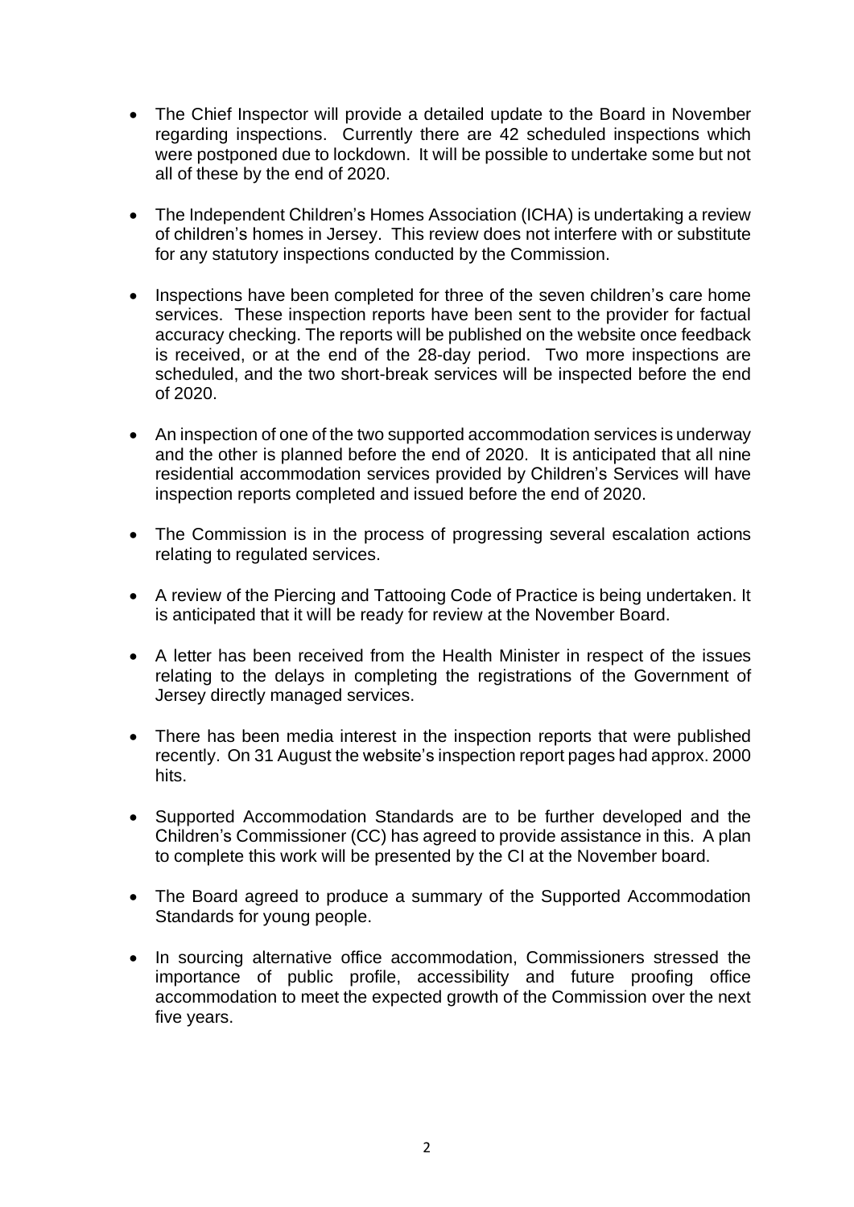- The Chief Inspector will provide a detailed update to the Board in November regarding inspections. Currently there are 42 scheduled inspections which were postponed due to lockdown. It will be possible to undertake some but not all of these by the end of 2020.

- The Independent Children's Homes Association (ICHA) is undertaking a review of children's homes in Jersey. This review does not interfere with or substitute for any statutory inspections conducted by the Commission.

- Inspections have been completed for three of the seven children's care home services. These inspection reports have been sent to the provider for factual accuracy checking. The reports will be published on the website once feedback is received, or at the end of the 28-day period. Two more inspections are scheduled, and the two short-break services will be inspected before the end of 2020.

- An inspection of one of the two supported accommodation services is underway and the other is planned before the end of 2020. It is anticipated that all nine residential accommodation services provided by Children's Services will have inspection reports completed and issued before the end of 2020.

- The Commission is in the process of progressing several escalation actions relating to regulated services.

- A review of the Piercing and Tattooing Code of Practice is being undertaken. It is anticipated that it will be ready for review at the November Board.

- A letter has been received from the Health Minister in respect of the issues relating to the delays in completing the registrations of the Government of Jersey directly managed services.

- There has been media interest in the inspection reports that were published recently. On 31 August the website's inspection report pages had approx. 2000 hits.

- Supported Accommodation Standards are to be further developed and the Children's Commissioner (CC) has agreed to provide assistance in this. A plan to complete this work will be presented by the CI at the November board.

- The Board agreed to produce a summary of the Supported Accommodation Standards for young people.

- In sourcing alternative office accommodation, Commissioners stressed the importance of public profile, accessibility and future proofing office accommodation to meet the expected growth of the Commission over the next five years.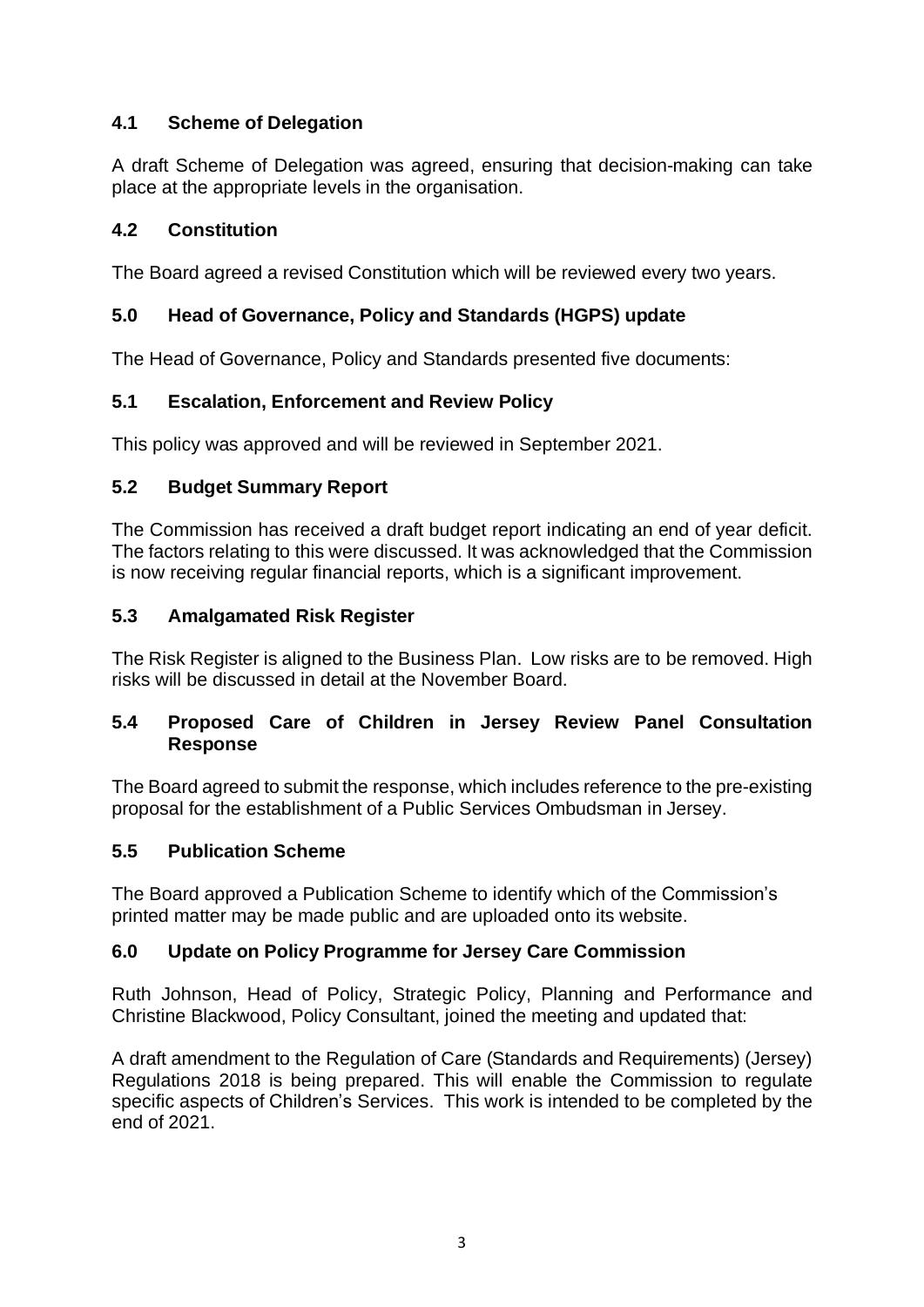### 4.1 Scheme of Delegation

A draft Scheme of Delegation was agreed, ensuring that decision-making can take place at the appropriate levels in the organisation.

### 4.2 Constitution

The Board agreed a revised Constitution which will be reviewed every two years.

## 5.0 Head of Governance, Policy and Standards (HGPS) update

The Head of Governance, Policy and Standards presented five documents:

### 5.1 Escalation, Enforcement and Review Policy

This policy was approved and will be reviewed in September 2021.

### 5.2 Budget Summary Report

The Commission has received a draft budget report indicating an end of year deficit. The factors relating to this were discussed. It was acknowledged that the Commission is now receiving regular financial reports, which is a significant improvement.

### 5.3 Amalgamated Risk Register

The Risk Register is aligned to the Business Plan. Low risks are to be removed. High risks will be discussed in detail at the November Board.

### 5.4 Proposed Care of Children in Jersey Review Panel Consultation Response

The Board agreed to submit the response, which includes reference to the pre-existing proposal for the establishment of a Public Services Ombudsman in Jersey.

### 5.5 Publication Scheme

The Board approved a Publication Scheme to identify which of the Commission's printed matter may be made public and are uploaded onto its website.

## 6.0 Update on Policy Programme for Jersey Care Commission

Ruth Johnson, Head of Policy, Strategic Policy, Planning and Performance and Christine Blackwood, Policy Consultant, joined the meeting and updated that:

A draft amendment to the Regulation of Care (Standards and Requirements) (Jersey) Regulations 2018 is being prepared. This will enable the Commission to regulate specific aspects of Children's Services. This work is intended to be completed by the end of 2021.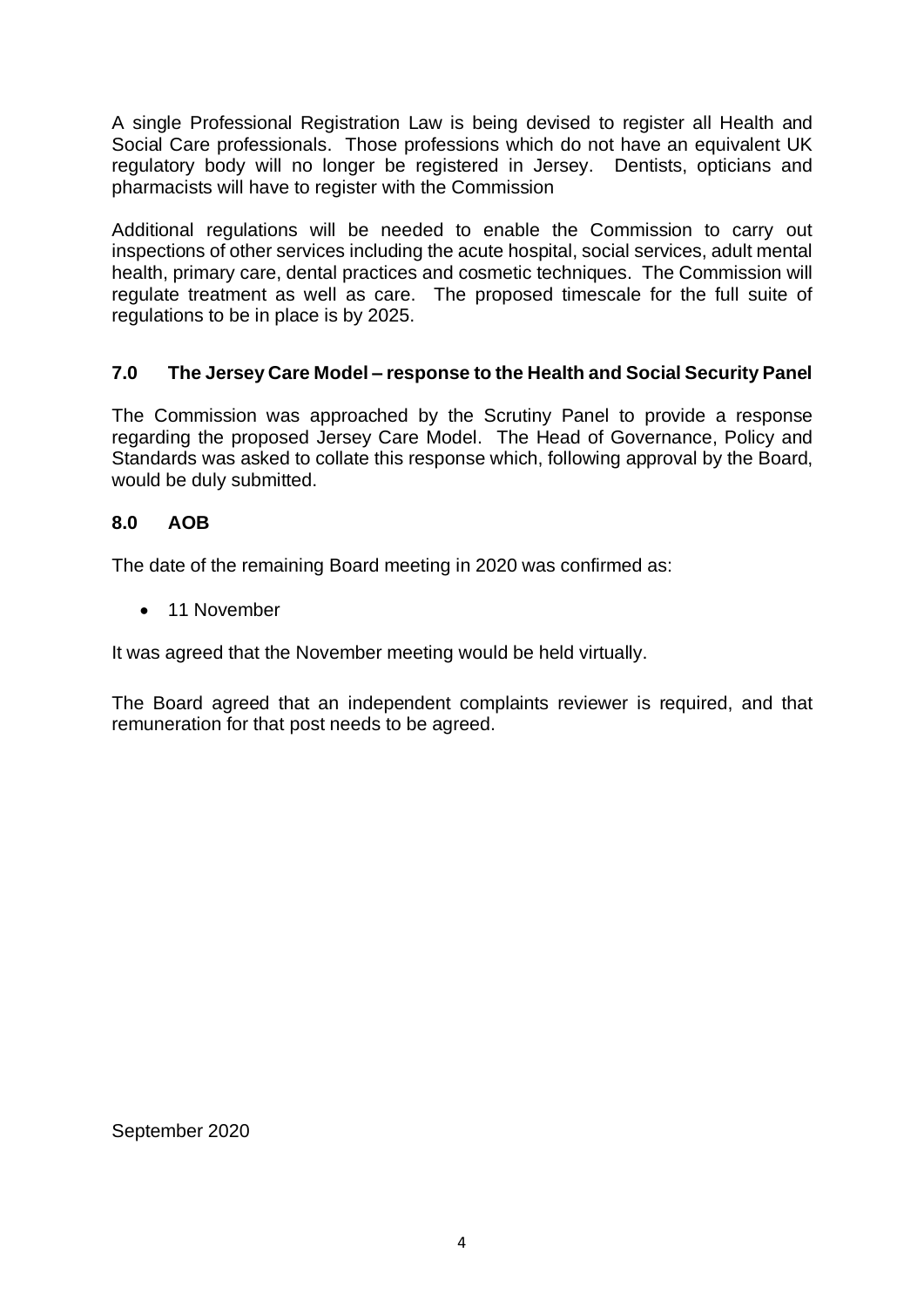A single Professional Registration Law is being devised to register all Health and Social Care professionals. Those professions which do not have an equivalent UK regulatory body will no longer be registered in Jersey. Dentists, opticians and pharmacists will have to register with the Commission

Additional regulations will be needed to enable the Commission to carry out inspections of other services including the acute hospital, social services, adult mental health, primary care, dental practices and cosmetic techniques. The Commission will regulate treatment as well as care. The proposed timescale for the full suite of regulations to be in place is by 2025.

## 7.0 The Jersey Care Model – response to the Health and Social Security Panel

The Commission was approached by the Scrutiny Panel to provide a response regarding the proposed Jersey Care Model. The Head of Governance, Policy and Standards was asked to collate this response which, following approval by the Board, would be duly submitted.

## 8.0 AOB

The date of the remaining Board meeting in 2020 was confirmed as:

- 11 November

It was agreed that the November meeting would be held virtually.

The Board agreed that an independent complaints reviewer is required, and that remuneration for that post needs to be agreed.

September 2020